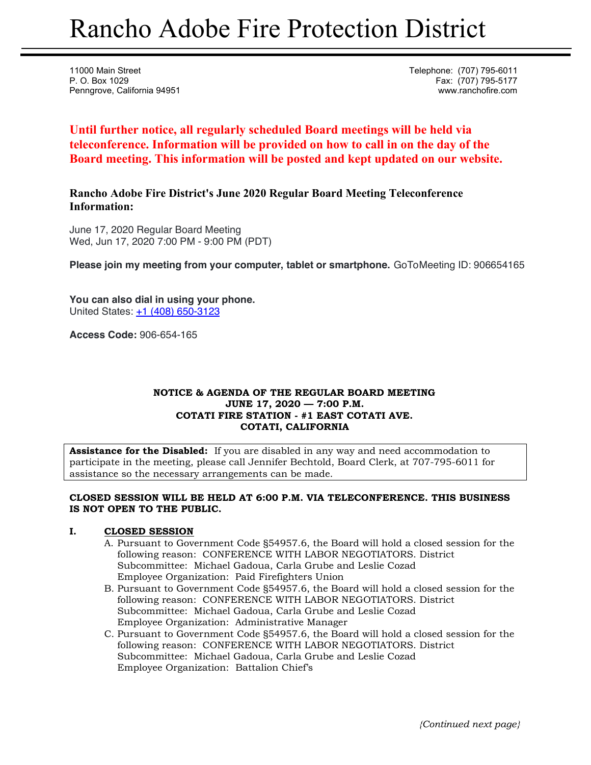# Rancho Adobe Fire Protection District

11000 Main Street
P. O. Box 1029
Penngrove, California 94951

Telephone: (707) 795-6011
Fax: (707) 795-5177
www.ranchofire.com

**Until further notice, all regularly scheduled Board meetings will be held via teleconference. Information will be provided on how to call in on the day of the Board meeting. This information will be posted and kept updated on our website.**

### Rancho Adobe Fire District's June 2020 Regular Board Meeting Teleconference Information:

June 17, 2020 Regular Board Meeting
Wed, Jun 17, 2020 7:00 PM - 9:00 PM (PDT)

**Please join my meeting from your computer, tablet or smartphone.** GoToMeeting ID: 906654165

**You can also dial in using your phone.**
United States: +1 (408) 650-3123

**Access Code:** 906-654-165

**NOTICE & AGENDA OF THE REGULAR BOARD MEETING**
**JUNE 17, 2020 — 7:00 P.M.**
**COTATI FIRE STATION - #1 EAST COTATI AVE.**
**COTATI, CALIFORNIA**

**Assistance for the Disabled:** If you are disabled in any way and need accommodation to participate in the meeting, please call Jennifer Bechtold, Board Clerk, at 707-795-6011 for assistance so the necessary arrangements can be made.

**CLOSED SESSION WILL BE HELD AT 6:00 P.M. VIA TELECONFERENCE. THIS BUSINESS IS NOT OPEN TO THE PUBLIC.**

**I. CLOSED SESSION**

A. Pursuant to Government Code §54957.6, the Board will hold a closed session for the following reason: CONFERENCE WITH LABOR NEGOTIATORS. District Subcommittee: Michael Gadoua, Carla Grube and Leslie Cozad
Employee Organization: Paid Firefighters Union

B. Pursuant to Government Code §54957.6, the Board will hold a closed session for the following reason: CONFERENCE WITH LABOR NEGOTIATORS. District Subcommittee: Michael Gadoua, Carla Grube and Leslie Cozad
Employee Organization: Administrative Manager

C. Pursuant to Government Code §54957.6, the Board will hold a closed session for the following reason: CONFERENCE WITH LABOR NEGOTIATORS. District Subcommittee: Michael Gadoua, Carla Grube and Leslie Cozad
Employee Organization: Battalion Chief's

*{Continued next page}*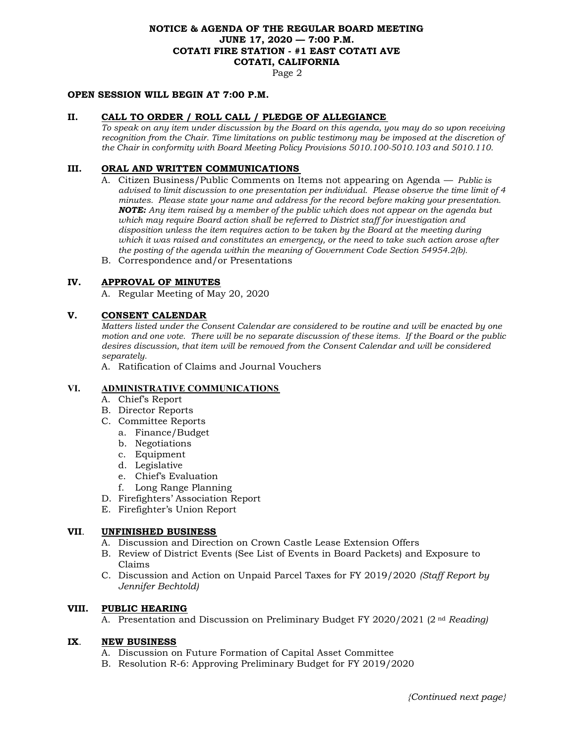**NOTICE & AGENDA OF THE REGULAR BOARD MEETING**
**JUNE 17, 2020 — 7:00 P.M.**
**COTATI FIRE STATION - #1 EAST COTATI AVE**
**COTATI, CALIFORNIA**

**OPEN SESSION WILL BEGIN AT 7:00 P.M.**

## II. CALL TO ORDER / ROLL CALL / PLEDGE OF ALLEGIANCE

*To speak on any item under discussion by the Board on this agenda, you may do so upon receiving recognition from the Chair. Time limitations on public testimony may be imposed at the discretion of the Chair in conformity with Board Meeting Policy Provisions 5010.100-5010.103 and 5010.110.*

## III. ORAL AND WRITTEN COMMUNICATIONS

A. Citizen Business/Public Comments on Items not appearing on Agenda — *Public is advised to limit discussion to one presentation per individual. Please observe the time limit of 4 minutes. Please state your name and address for the record before making your presentation. **NOTE:** Any item raised by a member of the public which does not appear on the agenda but which may require Board action shall be referred to District staff for investigation and disposition unless the item requires action to be taken by the Board at the meeting during which it was raised and constitutes an emergency, or the need to take such action arose after the posting of the agenda within the meaning of Government Code Section 54954.2(b).*

B. Correspondence and/or Presentations

## IV. APPROVAL OF MINUTES

A. Regular Meeting of May 20, 2020

## V. CONSENT CALENDAR

*Matters listed under the Consent Calendar are considered to be routine and will be enacted by one motion and one vote. There will be no separate discussion of these items. If the Board or the public desires discussion, that item will be removed from the Consent Calendar and will be considered separately.*

A. Ratification of Claims and Journal Vouchers

## VI. ADMINISTRATIVE COMMUNICATIONS

A. Chief's Report
B. Director Reports
C. Committee Reports
   a. Finance/Budget
   b. Negotiations
   c. Equipment
   d. Legislative
   e. Chief's Evaluation
   f. Long Range Planning
D. Firefighters' Association Report
E. Firefighter's Union Report

## VII. UNFINISHED BUSINESS

A. Discussion and Direction on Crown Castle Lease Extension Offers
B. Review of District Events (See List of Events in Board Packets) and Exposure to Claims
C. Discussion and Action on Unpaid Parcel Taxes for FY 2019/2020 *(Staff Report by Jennifer Bechtold)*

## VIII. PUBLIC HEARING

A. Presentation and Discussion on Preliminary Budget FY 2020/2021 (2nd *Reading)*

## IX. NEW BUSINESS

A. Discussion on Future Formation of Capital Asset Committee
B. Resolution R-6: Approving Preliminary Budget for FY 2019/2020

*{Continued next page}*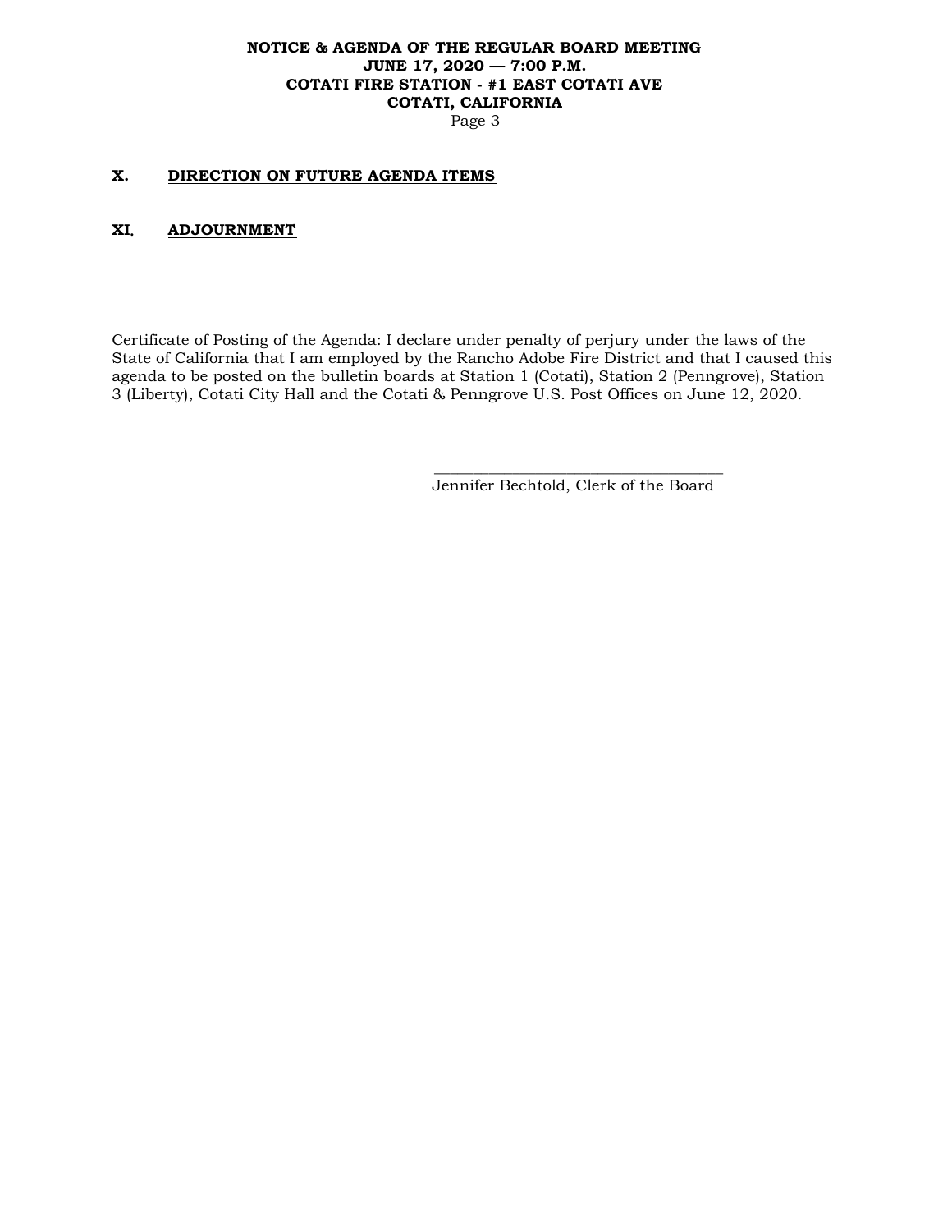## X. DIRECTION ON FUTURE AGENDA ITEMS

## XI. ADJOURNMENT

Certificate of Posting of the Agenda: I declare under penalty of perjury under the laws of the State of California that I am employed by the Rancho Adobe Fire District and that I caused this agenda to be posted on the bulletin boards at Station 1 (Cotati), Station 2 (Penngrove), Station 3 (Liberty), Cotati City Hall and the Cotati & Penngrove U.S. Post Offices on June 12, 2020.

\_\_\_\_\_\_\_\_\_\_\_\_\_\_\_\_\_\_\_\_\_\_\_\_\_\_\_\_\_\_\_\_\_\_\_

Jennifer Bechtold, Clerk of the Board